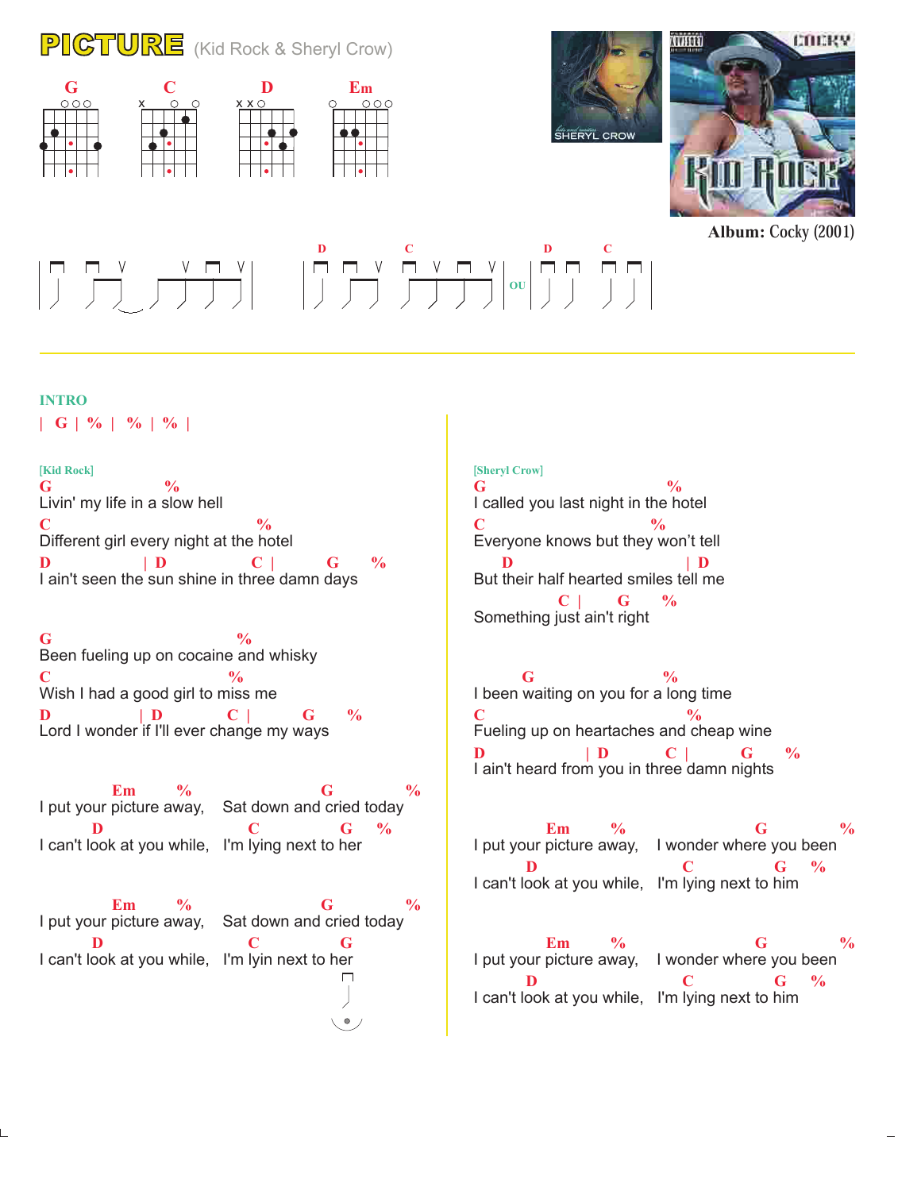# PICTURE (Kid Rock & Sheryl Crow)

G C D Em

**Album:** Cocky (2001)

INTRO

| G | % | % | % |

[Kid Rock]

```
G                    %
Livin' my life in a slow hell
C                              %
Different girl every night at the hotel
D               | D          C |      G      %
I ain't seen the sun shine in three damn days
```

```
G                            %
Been fueling up on cocaine and whisky
C                          %
Wish I had a good girl to miss me
D              | D        C |      G     %
Lord I wonder if I'll ever change my ways
```

```
           Em        %                    G          %
I put your picture away,   Sat down and cried today
        D                      C          G      %
I can't look at you while,   I'm lying next to her
```

```
           Em        %                    G          %
I put your picture away,   Sat down and cried today
        D                      C          G
I can't look at you while,   I'm lyin next to her
```

[Sheryl Crow]

```
G                              %
I called you last night in the hotel
C                              %
Everyone knows but they won't tell
     D                              | D
But their half hearted smiles tell me
            C |      G      %
Something just ain't right
```

```
        G                        %
I been waiting on you for a long time
C                              %
Fueling up on heartaches and cheap wine
D                | D       C |        G      %
I ain't heard from you in three damn nights
```

```
           Em        %                     G            %
I put your picture away,   I wonder where you been
        D                      C          G      %
I can't look at you while,   I'm lying next to him
```

```
           Em        %                     G            %
I put your picture away,   I wonder where you been
        D                      C          G      %
I can't look at you while,   I'm lying next to him
```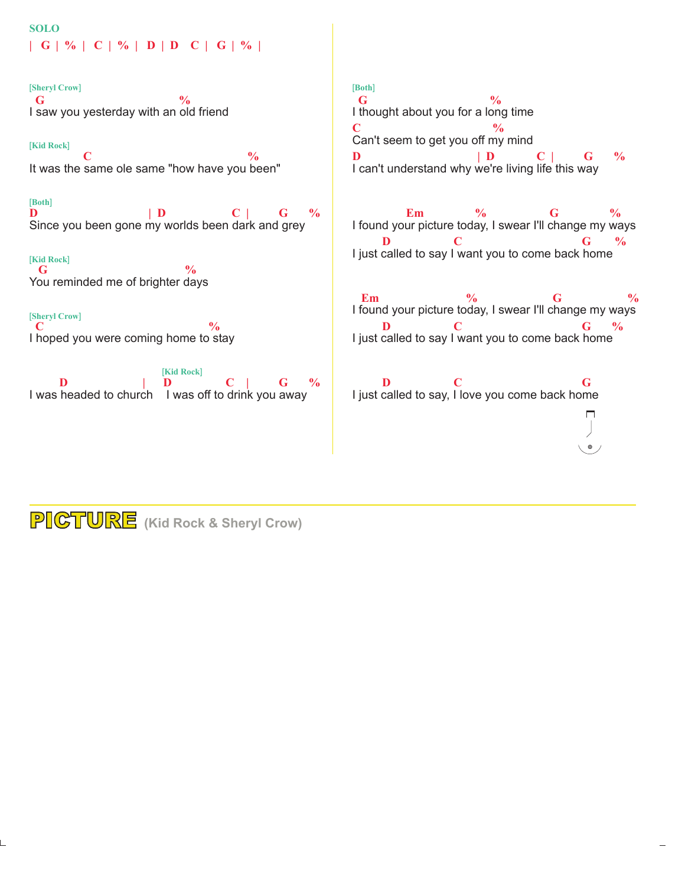**SOLO**

| G | % | C | % | D | D C | G | % |

[Sheryl Crow]

```
G                                  %
I saw you yesterday with an old friend
```

[Kid Rock]

```
          C                                  %
It was the same ole same "how have you been"
```

[Both]

```
D                       | D             C |      G      %
Since you been gone my worlds been dark and grey
```

[Kid Rock]

```
 G                                  %
You reminded me of brighter days
```

[Sheryl Crow]

```
C                                  %
I hoped you were coming home to stay
```

```
                          [Kid Rock]
      D                 |  D           C  |      G      %
I was headed to church    I was off to drink you away
```

[Both]

```
G                                  %
I thought about you for a long time
C                                  %
Can't seem to get you off my mind
D                          | D          C |       G      %
I can't understand why we're living life this way
```

```
            Em          %               G             %
I found your picture today, I swear I'll change my ways
      D             C                                G      %
I just called to say I want you to come back home
```

```
 Em                   %                  G              %
I found your picture today, I swear I'll change my ways
      D             C                                G      %
I just called to say I want you to come back home
```

```
      D             C                               G
I just called to say, I love you come back home
```

# PICTURE (Kid Rock & Sheryl Crow)